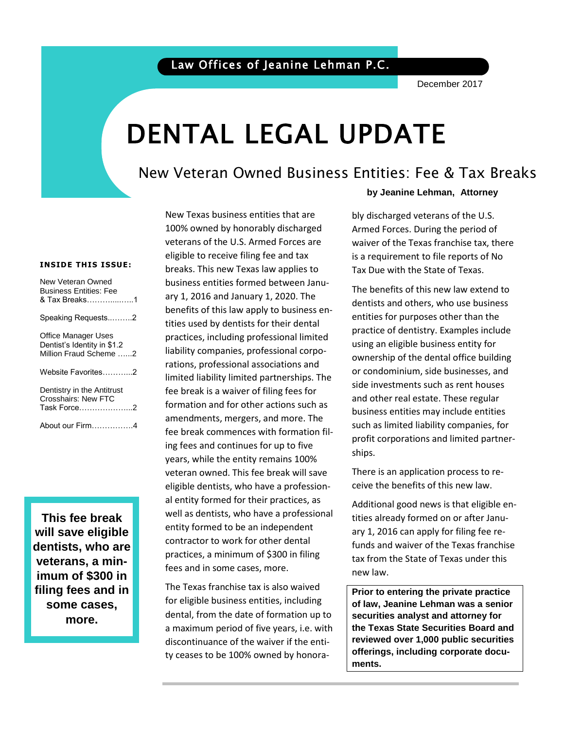Law Offices of Jeanine Lehman P.C.

December 2017

# DENTAL LEGAL UPDATE

**INSIDE THIS ISSUE:**

- New Veteran Owned Business Entities: Fee & Tax Breaks……….…..1
- Speaking Requests..……..2
- Office Manager Uses Dentist's Identity in $1.2 Million Fraud Scheme …...2
- Website Favorites………...2
- Dentistry in the Antitrust Crosshairs: New FTC Task Force………………...2
- About our Firm…………….4

**This fee break will save eligible dentists, who are veterans, a minimum of $300 in filing fees and in some cases, more.**

## New Veteran Owned Business Entities: Fee & Tax Breaks

**by Jeanine Lehman, Attorney**

New Texas business entities that are 100% owned by honorably discharged veterans of the U.S. Armed Forces are eligible to receive filing fee and tax breaks. This new Texas law applies to business entities formed between January 1, 2016 and January 1, 2020. The benefits of this law apply to business entities used by dentists for their dental practices, including professional limited liability companies, professional corporations, professional associations and limited liability limited partnerships. The fee break is a waiver of filing fees for formation and for other actions such as amendments, mergers, and more. The fee break commences with formation filing fees and continues for up to five years, while the entity remains 100% veteran owned. This fee break will save eligible dentists, who have a professional entity formed for their practices, as well as dentists, who have a professional entity formed to be an independent contractor to work for other dental practices, a minimum of $300 in filing fees and in some cases, more.

The Texas franchise tax is also waived for eligible business entities, including dental, from the date of formation up to a maximum period of five years, i.e. with discontinuance of the waiver if the entity ceases to be 100% owned by honorably discharged veterans of the U.S. Armed Forces. During the period of waiver of the Texas franchise tax, there is a requirement to file reports of No Tax Due with the State of Texas.

The benefits of this new law extend to dentists and others, who use business entities for purposes other than the practice of dentistry. Examples include using an eligible business entity for ownership of the dental office building or condominium, side businesses, and side investments such as rent houses and other real estate. These regular business entities may include entities such as limited liability companies, for profit corporations and limited partnerships.

There is an application process to receive the benefits of this new law.

Additional good news is that eligible entities already formed on or after January 1, 2016 can apply for filing fee refunds and waiver of the Texas franchise tax from the State of Texas under this new law.

**Prior to entering the private practice of law, Jeanine Lehman was a senior securities analyst and attorney for the Texas State Securities Board and reviewed over 1,000 public securities offerings, including corporate documents.**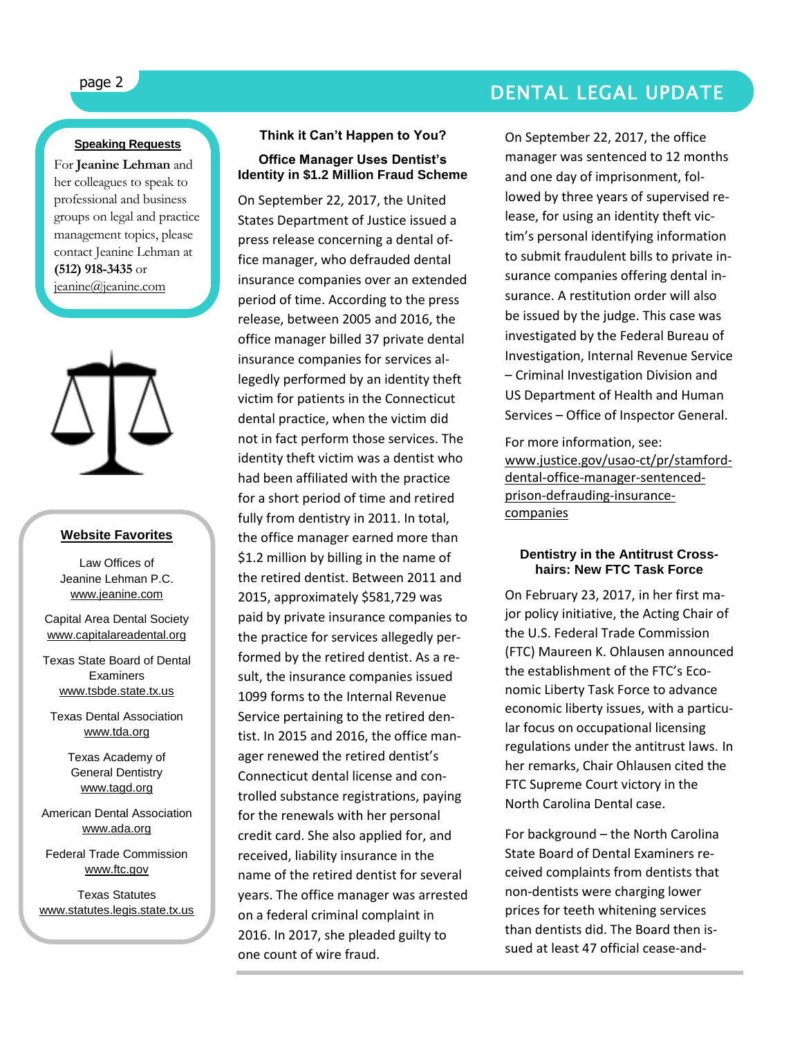### Speaking Requests

For **Jeanine Lehman** and her colleagues to speak to professional and business groups on legal and practice management topics, please contact Jeanine Lehman at **(512) 918-3435** or jeanine@jeanine.com

### Website Favorites

Law Offices of Jeanine Lehman P.C.
www.jeanine.com

Capital Area Dental Society
www.capitalareadental.org

Texas State Board of Dental Examiners
www.tsbde.state.tx.us

Texas Dental Association
www.tda.org

Texas Academy of General Dentistry
www.tagd.org

American Dental Association
www.ada.org

Federal Trade Commission
www.ftc.gov

Texas Statutes
www.statutes.legis.state.tx.us

## Think it Can't Happen to You?

### Office Manager Uses Dentist's Identity in $1.2 Million Fraud Scheme

On September 22, 2017, the United States Department of Justice issued a press release concerning a dental office manager, who defrauded dental insurance companies over an extended period of time. According to the press release, between 2005 and 2016, the office manager billed 37 private dental insurance companies for services allegedly performed by an identity theft victim for patients in the Connecticut dental practice, when the victim did not in fact perform those services. The identity theft victim was a dentist who had been affiliated with the practice for a short period of time and retired fully from dentistry in 2011. In total, the office manager earned more than $1.2 million by billing in the name of the retired dentist. Between 2011 and 2015, approximately $581,729 was paid by private insurance companies to the practice for services allegedly performed by the retired dentist. As a result, the insurance companies issued 1099 forms to the Internal Revenue Service pertaining to the retired dentist. In 2015 and 2016, the office manager renewed the retired dentist's Connecticut dental license and controlled substance registrations, paying for the renewals with her personal credit card. She also applied for, and received, liability insurance in the name of the retired dentist for several years. The office manager was arrested on a federal criminal complaint in 2016. In 2017, she pleaded guilty to one count of wire fraud.

On September 22, 2017, the office manager was sentenced to 12 months and one day of imprisonment, followed by three years of supervised release, for using an identity theft victim's personal identifying information to submit fraudulent bills to private insurance companies offering dental insurance. A restitution order will also be issued by the judge. This case was investigated by the Federal Bureau of Investigation, Internal Revenue Service – Criminal Investigation Division and US Department of Health and Human Services – Office of Inspector General.

For more information, see: www.justice.gov/usao-ct/pr/stamford-dental-office-manager-sentenced-prison-defrauding-insurance-companies

### Dentistry in the Antitrust Cross-hairs: New FTC Task Force

On February 23, 2017, in her first major policy initiative, the Acting Chair of the U.S. Federal Trade Commission (FTC) Maureen K. Ohlhausen announced the establishment of the FTC's Economic Liberty Task Force to advance economic liberty issues, with a particular focus on occupational licensing regulations under the antitrust laws. In her remarks, Chair Ohlhausen cited the FTC Supreme Court victory in the North Carolina Dental case.

For background – the North Carolina State Board of Dental Examiners received complaints from dentists that non-dentists were charging lower prices for teeth whitening services than dentists did. The Board then issued at least 47 official cease-and-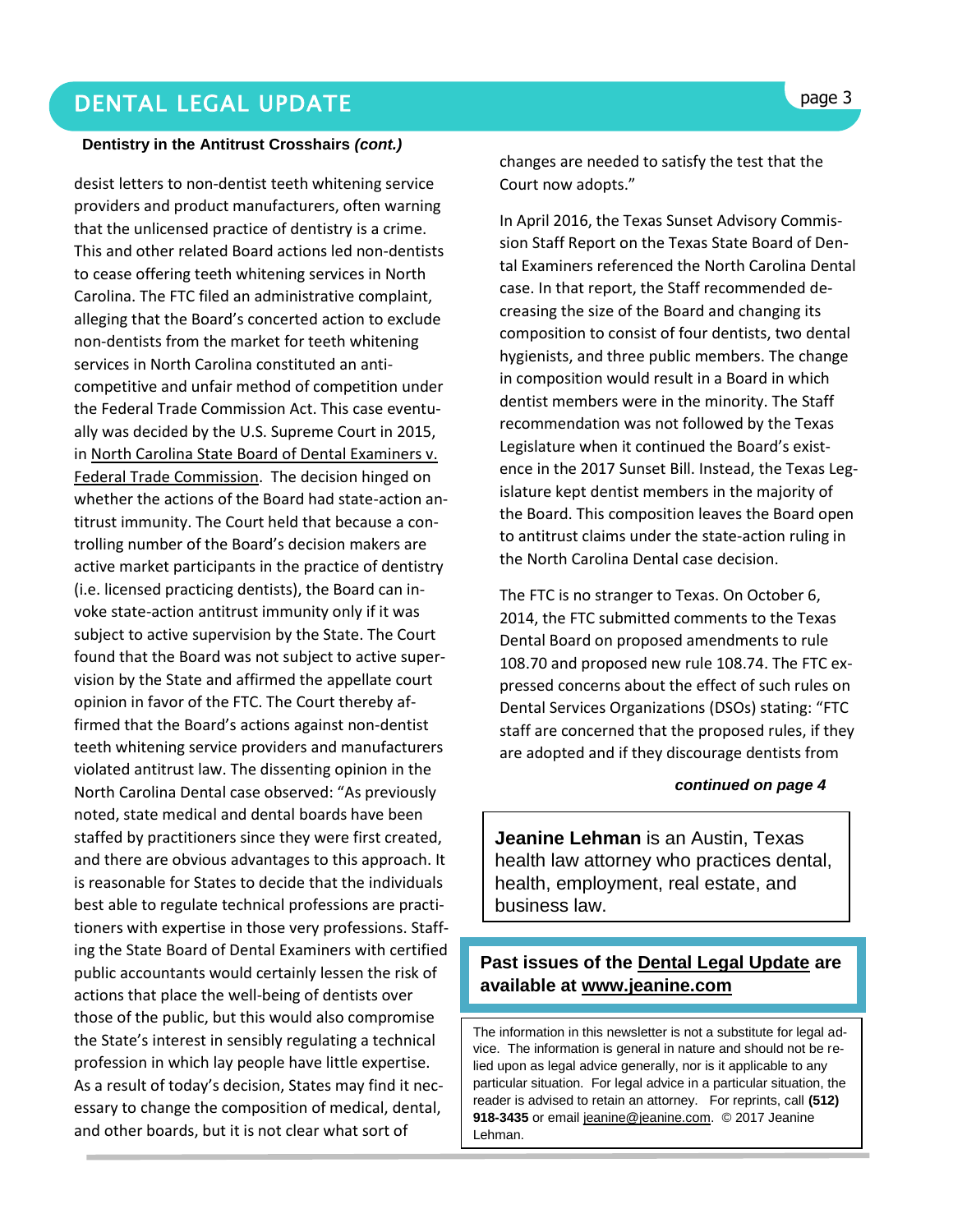**Dentistry in the Antitrust Crosshairs *(cont.)***

desist letters to non-dentist teeth whitening service providers and product manufacturers, often warning that the unlicensed practice of dentistry is a crime. This and other related Board actions led non-dentists to cease offering teeth whitening services in North Carolina. The FTC filed an administrative complaint, alleging that the Board's concerted action to exclude non-dentists from the market for teeth whitening services in North Carolina constituted an anti-competitive and unfair method of competition under the Federal Trade Commission Act. This case eventually was decided by the U.S. Supreme Court in 2015, in North Carolina State Board of Dental Examiners v. Federal Trade Commission. The decision hinged on whether the actions of the Board had state-action antitrust immunity. The Court held that because a controlling number of the Board's decision makers are active market participants in the practice of dentistry (i.e. licensed practicing dentists), the Board can invoke state-action antitrust immunity only if it was subject to active supervision by the State. The Court found that the Board was not subject to active supervision by the State and affirmed the appellate court opinion in favor of the FTC. The Court thereby affirmed that the Board's actions against non-dentist teeth whitening service providers and manufacturers violated antitrust law. The dissenting opinion in the North Carolina Dental case observed: "As previously noted, state medical and dental boards have been staffed by practitioners since they were first created, and there are obvious advantages to this approach. It is reasonable for States to decide that the individuals best able to regulate technical professions are practitioners with expertise in those very professions. Staffing the State Board of Dental Examiners with certified public accountants would certainly lessen the risk of actions that place the well-being of dentists over those of the public, but this would also compromise the State's interest in sensibly regulating a technical profession in which lay people have little expertise. As a result of today's decision, States may find it necessary to change the composition of medical, dental, and other boards, but it is not clear what sort of changes are needed to satisfy the test that the Court now adopts."

In April 2016, the Texas Sunset Advisory Commission Staff Report on the Texas State Board of Dental Examiners referenced the North Carolina Dental case. In that report, the Staff recommended decreasing the size of the Board and changing its composition to consist of four dentists, two dental hygienists, and three public members. The change in composition would result in a Board in which dentist members were in the minority. The Staff recommendation was not followed by the Texas Legislature when it continued the Board's existence in the 2017 Sunset Bill. Instead, the Texas Legislature kept dentist members in the majority of the Board. This composition leaves the Board open to antitrust claims under the state-action ruling in the North Carolina Dental case decision.

The FTC is no stranger to Texas. On October 6, 2014, the FTC submitted comments to the Texas Dental Board on proposed amendments to rule 108.70 and proposed new rule 108.74. The FTC expressed concerns about the effect of such rules on Dental Services Organizations (DSOs) stating: "FTC staff are concerned that the proposed rules, if they are adopted and if they discourage dentists from

***continued on page 4***

**Jeanine Lehman** is an Austin, Texas health law attorney who practices dental, health, employment, real estate, and business law.

**Past issues of the Dental Legal Update are available at www.jeanine.com**

The information in this newsletter is not a substitute for legal advice. The information is general in nature and should not be relied upon as legal advice generally, nor is it applicable to any particular situation. For legal advice in a particular situation, the reader is advised to retain an attorney. For reprints, call **(512) 918-3435** or email jeanine@jeanine.com. © 2017 Jeanine Lehman.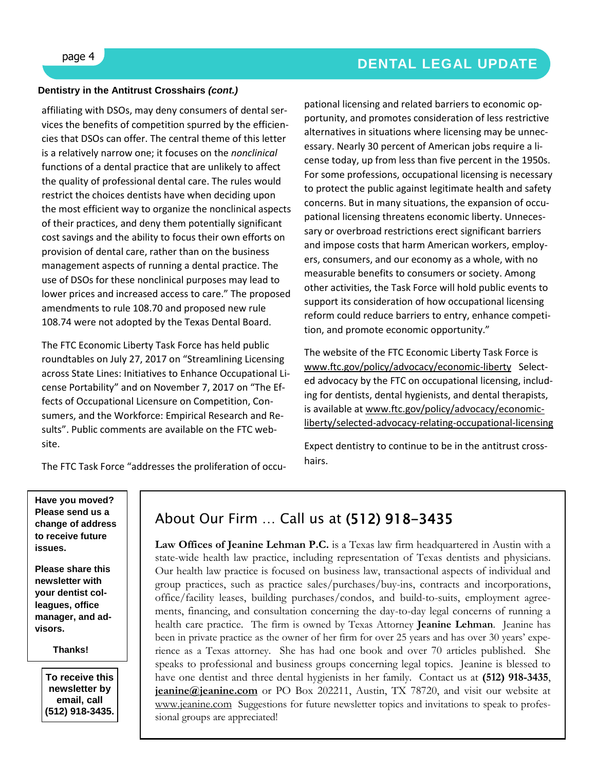### Dentistry in the Antitrust Crosshairs *(cont.)*

affiliating with DSOs, may deny consumers of dental services the benefits of competition spurred by the efficiencies that DSOs can offer. The central theme of this letter is a relatively narrow one; it focuses on the *nonclinical* functions of a dental practice that are unlikely to affect the quality of professional dental care. The rules would restrict the choices dentists have when deciding upon the most efficient way to organize the nonclinical aspects of their practices, and deny them potentially significant cost savings and the ability to focus their own efforts on provision of dental care, rather than on the business management aspects of running a dental practice. The use of DSOs for these nonclinical purposes may lead to lower prices and increased access to care." The proposed amendments to rule 108.70 and proposed new rule 108.74 were not adopted by the Texas Dental Board.

The FTC Economic Liberty Task Force has held public roundtables on July 27, 2017 on "Streamlining Licensing across State Lines: Initiatives to Enhance Occupational License Portability" and on November 7, 2017 on "The Effects of Occupational Licensure on Competition, Consumers, and the Workforce: Empirical Research and Results". Public comments are available on the FTC website.

The FTC Task Force "addresses the proliferation of occupational licensing and related barriers to economic opportunity, and promotes consideration of less restrictive alternatives in situations where licensing may be unnecessary. Nearly 30 percent of American jobs require a license today, up from less than five percent in the 1950s. For some professions, occupational licensing is necessary to protect the public against legitimate health and safety concerns. But in many situations, the expansion of occupational licensing threatens economic liberty. Unnecessary or overbroad restrictions erect significant barriers and impose costs that harm American workers, employers, consumers, and our economy as a whole, with no measurable benefits to consumers or society. Among other activities, the Task Force will hold public events to support its consideration of how occupational licensing reform could reduce barriers to entry, enhance competition, and promote economic opportunity."

The website of the FTC Economic Liberty Task Force is www.ftc.gov/policy/advocacy/economic-liberty Selected advocacy by the FTC on occupational licensing, including for dentists, dental hygienists, and dental therapists, is available at www.ftc.gov/policy/advocacy/economic-liberty/selected-advocacy-relating-occupational-licensing

Expect dentistry to continue to be in the antitrust crosshairs.

**Have you moved? Please send us a change of address to receive future issues.**

**Please share this newsletter with your dentist colleagues, office manager, and advisors.**

**Thanks!**

**To receive this newsletter by email, call (512) 918-3435.**

## About Our Firm … Call us at (512) 918-3435

**Law Offices of Jeanine Lehman P.C.** is a Texas law firm headquartered in Austin with a state-wide health law practice, including representation of Texas dentists and physicians. Our health law practice is focused on business law, transactional aspects of individual and group practices, such as practice sales/purchases/buy-ins, contracts and incorporations, office/facility leases, building purchases/condos, and build-to-suits, employment agreements, financing, and consultation concerning the day-to-day legal concerns of running a health care practice. The firm is owned by Texas Attorney **Jeanine Lehman**. Jeanine has been in private practice as the owner of her firm for over 25 years and has over 30 years' experience as a Texas attorney. She has had one book and over 70 articles published. She speaks to professional and business groups concerning legal topics. Jeanine is blessed to have one dentist and three dental hygienists in her family. Contact us at **(512) 918-3435**, **jeanine@jeanine.com** or PO Box 202211, Austin, TX 78720, and visit our website at www.jeanine.com Suggestions for future newsletter topics and invitations to speak to professional groups are appreciated!